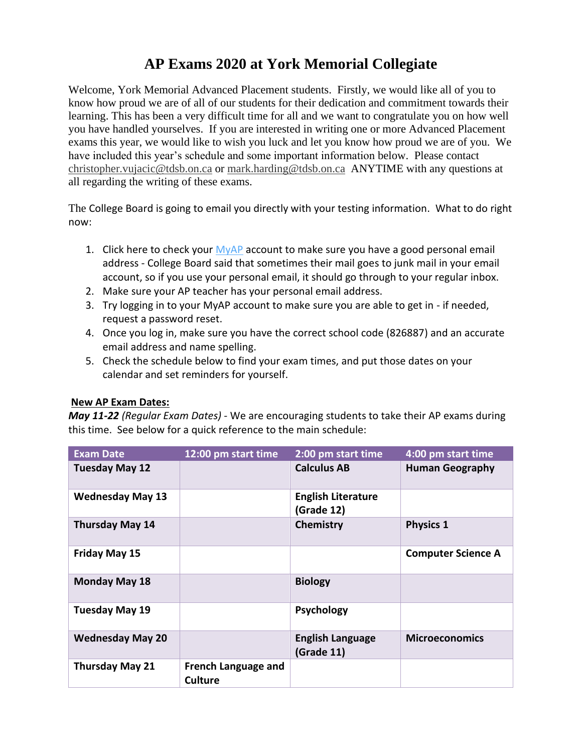# AP Exams 2020 at York Memorial Collegiate

Welcome, York Memorial Advanced Placement students. Firstly, we would like all of you to know how proud we are of all of our students for their dedication and commitment towards their learning. This has been a very difficult time for all and we want to congratulate you on how well you have handled yourselves. If you are interested in writing one or more Advanced Placement exams this year, we would like to wish you luck and let you know how proud we are of you. We have included this year's schedule and some important information below. Please contact christopher.vujacic@tdsb.on.ca or mark.harding@tdsb.on.ca ANYTIME with any questions at all regarding the writing of these exams.

The College Board is going to email you directly with your testing information. What to do right now:

1. Click here to check your MyAP account to make sure you have a good personal email address - College Board said that sometimes their mail goes to junk mail in your email account, so if you use your personal email, it should go through to your regular inbox.
2. Make sure your AP teacher has your personal email address.
3. Try logging in to your MyAP account to make sure you are able to get in - if needed, request a password reset.
4. Once you log in, make sure you have the correct school code (826887) and an accurate email address and name spelling.
5. Check the schedule below to find your exam times, and put those dates on your calendar and set reminders for yourself.

**New AP Exam Dates:**

***May 11-22*** *(Regular Exam Dates)* - We are encouraging students to take their AP exams during this time. See below for a quick reference to the main schedule:

| Exam Date | 12:00 pm start time | 2:00 pm start time | 4:00 pm start time |
|---|---|---|---|
| **Tuesday May 12** | | **Calculus AB** | **Human Geography** |
| **Wednesday May 13** | | **English Literature (Grade 12)** | |
| **Thursday May 14** | | **Chemistry** | **Physics 1** |
| **Friday May 15** | | | **Computer Science A** |
| **Monday May 18** | | **Biology** | |
| **Tuesday May 19** | | **Psychology** | |
| **Wednesday May 20** | | **English Language (Grade 11)** | **Microeconomics** |
| **Thursday May 21** | **French Language and Culture** | | |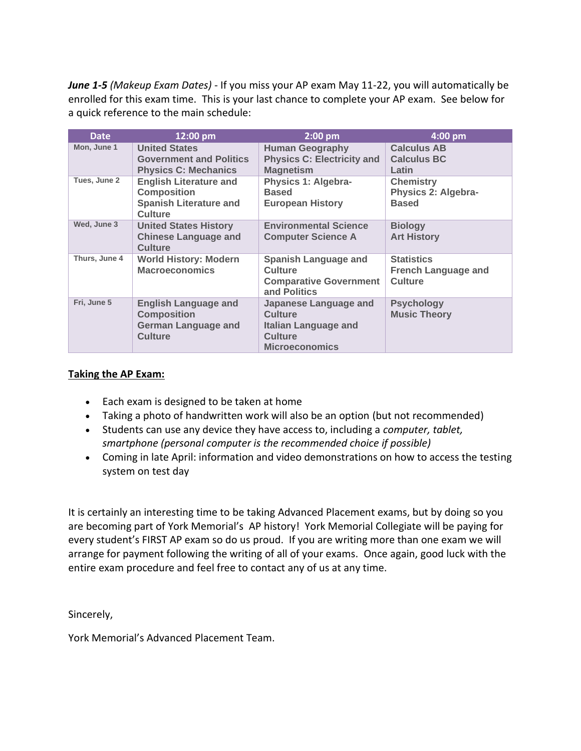***June 1-5*** *(Makeup Exam Dates)* - If you miss your AP exam May 11-22, you will automatically be enrolled for this exam time. This is your last chance to complete your AP exam. See below for a quick reference to the main schedule:

| Date | 12:00 pm | 2:00 pm | 4:00 pm |
|---|---|---|---|
| Mon, June 1 | United States Government and Politics<br>Physics C: Mechanics | Human Geography<br>Physics C: Electricity and Magnetism | Calculus AB<br>Calculus BC<br>Latin |
| Tues, June 2 | English Literature and Composition<br>Spanish Literature and Culture | Physics 1: Algebra-Based<br>European History | Chemistry<br>Physics 2: Algebra-Based |
| Wed, June 3 | United States History<br>Chinese Language and Culture | Environmental Science<br>Computer Science A | Biology<br>Art History |
| Thurs, June 4 | World History: Modern<br>Macroeconomics | Spanish Language and Culture<br>Comparative Government and Politics | Statistics<br>French Language and Culture |
| Fri, June 5 | English Language and Composition<br>German Language and Culture | Japanese Language and Culture<br>Italian Language and Culture<br>Microeconomics | Psychology<br>Music Theory |

**<u>Taking the AP Exam:</u>**

- Each exam is designed to be taken at home
- Taking a photo of handwritten work will also be an option (but not recommended)
- Students can use any device they have access to, including a *computer, tablet, smartphone (personal computer is the recommended choice if possible)*
- Coming in late April: information and video demonstrations on how to access the testing system on test day

It is certainly an interesting time to be taking Advanced Placement exams, but by doing so you are becoming part of York Memorial's AP history! York Memorial Collegiate will be paying for every student's FIRST AP exam so do us proud. If you are writing more than one exam we will arrange for payment following the writing of all of your exams. Once again, good luck with the entire exam procedure and feel free to contact any of us at any time.

Sincerely,

York Memorial's Advanced Placement Team.